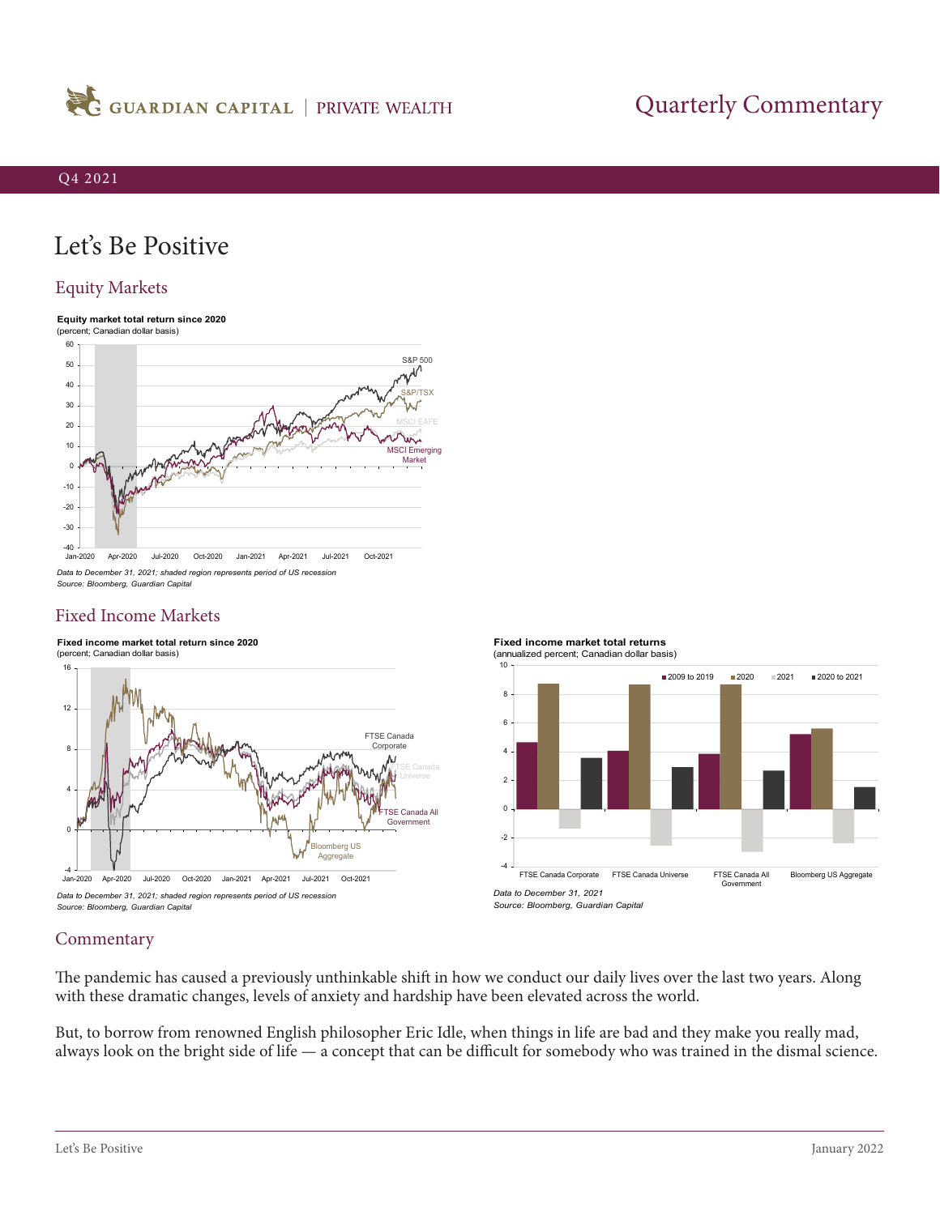# Quarterly Commentary

Q4 2021

# Let's Be Positive

## Equity Markets

**Equity market total return since 2020**
(percent; Canadian dollar basis)

*Data to December 31, 2021; shaded region represents period of US recession*
*Source: Bloomberg, Guardian Capital*

## Fixed Income Markets

**Fixed income market total return since 2020**
(percent; Canadian dollar basis)

*Data to December 31, 2021; shaded region represents period of US recession*
*Source: Bloomberg, Guardian Capital*

**Fixed income market total returns**
(annualized percent; Canadian dollar basis)

*Data to December 31, 2021*
*Source: Bloomberg, Guardian Capital*

## Commentary

The pandemic has caused a previously unthinkable shift in how we conduct our daily lives over the last two years. Along with these dramatic changes, levels of anxiety and hardship have been elevated across the world.

But, to borrow from renowned English philosopher Eric Idle, when things in life are bad and they make you really mad, always look on the bright side of life — a concept that can be difficult for somebody who was trained in the dismal science.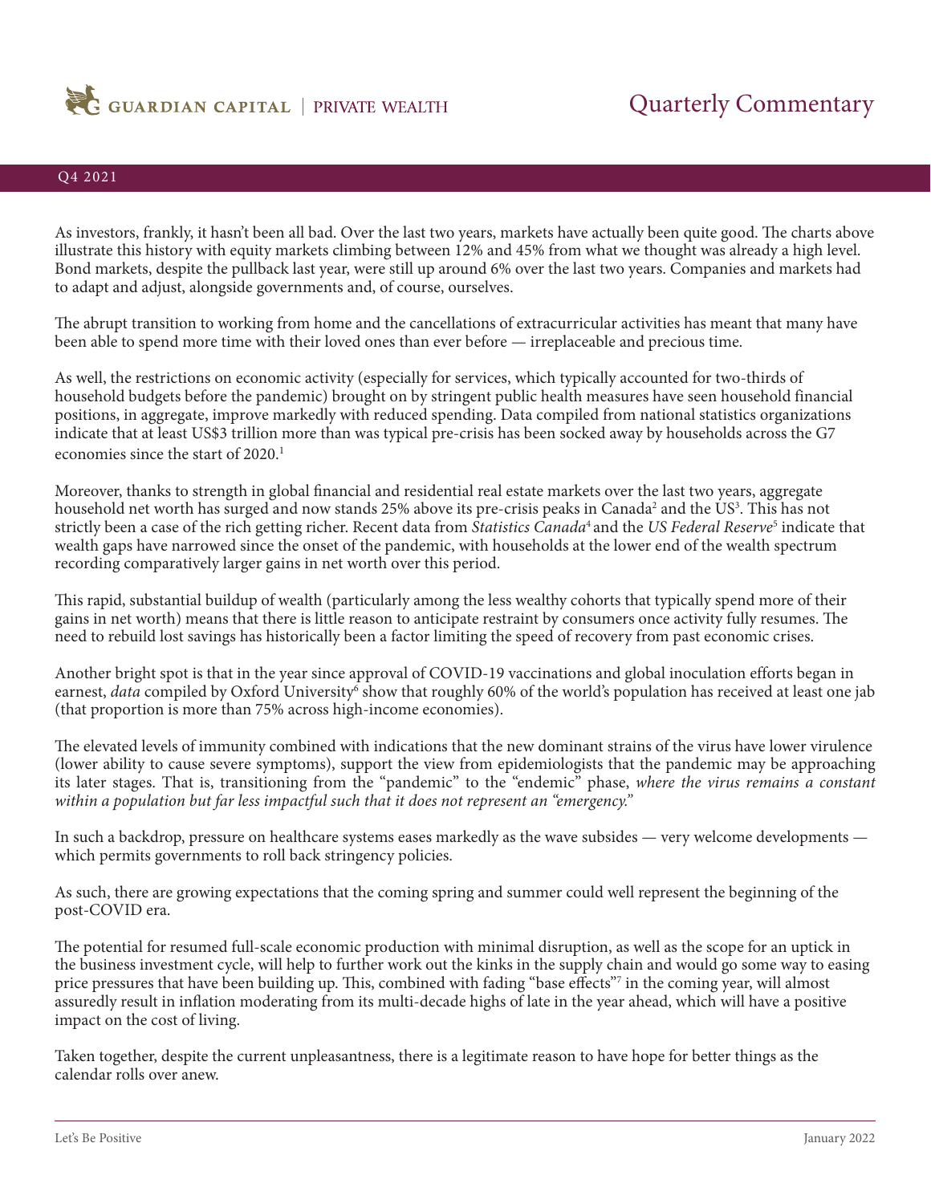As investors, frankly, it hasn't been all bad. Over the last two years, markets have actually been quite good. The charts above illustrate this history with equity markets climbing between 12% and 45% from what we thought was already a high level. Bond markets, despite the pullback last year, were still up around 6% over the last two years. Companies and markets had to adapt and adjust, alongside governments and, of course, ourselves.

The abrupt transition to working from home and the cancellations of extracurricular activities has meant that many have been able to spend more time with their loved ones than ever before — irreplaceable and precious time.

As well, the restrictions on economic activity (especially for services, which typically accounted for two-thirds of household budgets before the pandemic) brought on by stringent public health measures have seen household financial positions, in aggregate, improve markedly with reduced spending. Data compiled from national statistics organizations indicate that at least US$3 trillion more than was typical pre-crisis has been socked away by households across the G7 economies since the start of 2020.[1]

Moreover, thanks to strength in global financial and residential real estate markets over the last two years, aggregate household net worth has surged and now stands 25% above its pre-crisis peaks in Canada[2] and the US[3]. This has not strictly been a case of the rich getting richer. Recent data from *Statistics Canada*[4] and the *US Federal Reserve*[5] indicate that wealth gaps have narrowed since the onset of the pandemic, with households at the lower end of the wealth spectrum recording comparatively larger gains in net worth over this period.

This rapid, substantial buildup of wealth (particularly among the less wealthy cohorts that typically spend more of their gains in net worth) means that there is little reason to anticipate restraint by consumers once activity fully resumes. The need to rebuild lost savings has historically been a factor limiting the speed of recovery from past economic crises.

Another bright spot is that in the year since approval of COVID-19 vaccinations and global inoculation efforts began in earnest, *data* compiled by Oxford University[6] show that roughly 60% of the world's population has received at least one jab (that proportion is more than 75% across high-income economies).

The elevated levels of immunity combined with indications that the new dominant strains of the virus have lower virulence (lower ability to cause severe symptoms), support the view from epidemiologists that the pandemic may be approaching its later stages. That is, transitioning from the "pandemic" to the "endemic" phase, *where the virus remains a constant within a population but far less impactful such that it does not represent an "emergency."*

In such a backdrop, pressure on healthcare systems eases markedly as the wave subsides — very welcome developments — which permits governments to roll back stringency policies.

As such, there are growing expectations that the coming spring and summer could well represent the beginning of the post-COVID era.

The potential for resumed full-scale economic production with minimal disruption, as well as the scope for an uptick in the business investment cycle, will help to further work out the kinks in the supply chain and would go some way to easing price pressures that have been building up. This, combined with fading "base effects"[7] in the coming year, will almost assuredly result in inflation moderating from its multi-decade highs of late in the year ahead, which will have a positive impact on the cost of living.

Taken together, despite the current unpleasantness, there is a legitimate reason to have hope for better things as the calendar rolls over anew.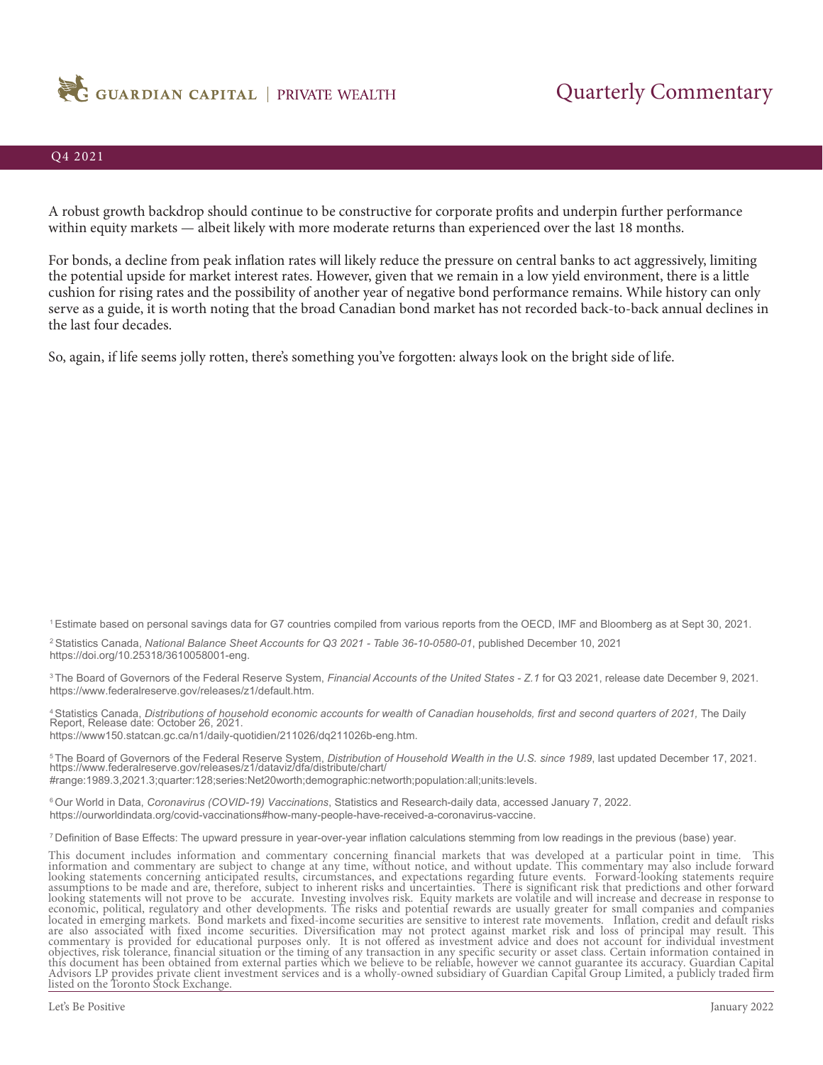A robust growth backdrop should continue to be constructive for corporate profits and underpin further performance within equity markets — albeit likely with more moderate returns than experienced over the last 18 months.

For bonds, a decline from peak inflation rates will likely reduce the pressure on central banks to act aggressively, limiting the potential upside for market interest rates. However, given that we remain in a low yield environment, there is a little cushion for rising rates and the possibility of another year of negative bond performance remains. While history can only serve as a guide, it is worth noting that the broad Canadian bond market has not recorded back-to-back annual declines in the last four decades.

So, again, if life seems jolly rotten, there's something you've forgotten: always look on the bright side of life.

[1] Estimate based on personal savings data for G7 countries compiled from various reports from the OECD, IMF and Bloomberg as at Sept 30, 2021.

[2] Statistics Canada, *National Balance Sheet Accounts for Q3 2021 - Table 36-10-0580-01*, published December 10, 2021 https://doi.org/10.25318/3610058001-eng.

[3] The Board of Governors of the Federal Reserve System, *Financial Accounts of the United States - Z.1* for Q3 2021, release date December 9, 2021. https://www.federalreserve.gov/releases/z1/default.htm.

[4] Statistics Canada, *Distributions of household economic accounts for wealth of Canadian households, first and second quarters of 2021,* The Daily Report, Release date: October 26, 2021. https://www150.statcan.gc.ca/n1/daily-quotidien/211026/dq211026b-eng.htm.

[5] The Board of Governors of the Federal Reserve System, *Distribution of Household Wealth in the U.S. since 1989*, last updated December 17, 2021. https://www.federalreserve.gov/releases/z1/dataviz/dfa/distribute/chart/#range:1989.3,2021.3;quarter:128;series:Net20worth;demographic:networth;population:all;units:levels.

[6] Our World in Data, *Coronavirus (COVID-19) Vaccinations*, Statistics and Research-daily data, accessed January 7, 2022. https://ourworldindata.org/covid-vaccinations#how-many-people-have-received-a-coronavirus-vaccine.

[7] Definition of Base Effects: The upward pressure in year-over-year inflation calculations stemming from low readings in the previous (base) year.

This document includes information and commentary concerning financial markets that was developed at a particular point in time. This information and commentary are subject to change at any time, without notice, and without update. This commentary may also include forward looking statements concerning anticipated results, circumstances, and expectations regarding future events. Forward-looking statements require assumptions to be made and are, therefore, subject to inherent risks and uncertainties. There is significant risk that predictions and other forward looking statements will not prove to be accurate. Investing involves risk. Equity markets are volatile and will increase and decrease in response to economic, political, regulatory and other developments. The risks and potential rewards are usually greater for small companies and companies located in emerging markets. Bond markets and fixed-income securities are sensitive to interest rate movements. Inflation, credit and default risks are also associated with fixed income securities. Diversification may not protect against market risk and loss of principal may result. This commentary is provided for educational purposes only. It is not offered as investment advice and does not account for individual investment objectives, risk tolerance, financial situation or the timing of any transaction in any specific security or asset class. Certain information contained in this document has been obtained from external parties which we believe to be reliable, however we cannot guarantee its accuracy. Guardian Capital Advisors LP provides private client investment services and is a wholly-owned subsidiary of Guardian Capital Group Limited, a publicly traded firm listed on the Toronto Stock Exchange.